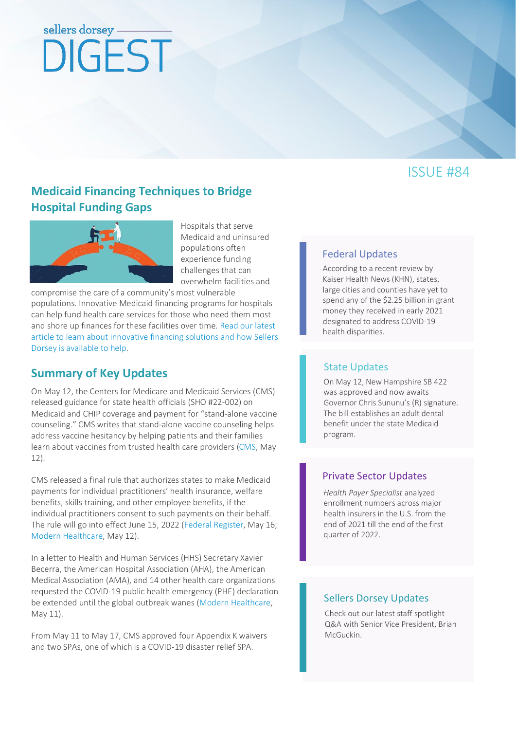sellers dorsey

# DIGEST

ISSUE #84

## Medicaid Financing Techniques to Bridge Hospital Funding Gaps

Hospitals that serve Medicaid and uninsured populations often experience funding challenges that can overwhelm facilities and compromise the care of a community's most vulnerable populations. Innovative Medicaid financing programs for hospitals can help fund health care services for those who need them most and shore up finances for these facilities over time. Read our latest article to learn about innovative financing solutions and how Sellers Dorsey is available to help.

## Summary of Key Updates

On May 12, the Centers for Medicare and Medicaid Services (CMS) released guidance for state health officials (SHO #22-002) on Medicaid and CHIP coverage and payment for "stand-alone vaccine counseling." CMS writes that stand-alone vaccine counseling helps address vaccine hesitancy by helping patients and their families learn about vaccines from trusted health care providers (CMS, May 12).

CMS released a final rule that authorizes states to make Medicaid payments for individual practitioners' health insurance, welfare benefits, skills training, and other employee benefits, if the individual practitioners consent to such payments on their behalf. The rule will go into effect June 15, 2022 (Federal Register, May 16; Modern Healthcare, May 12).

In a letter to Health and Human Services (HHS) Secretary Xavier Becerra, the American Hospital Association (AHA), the American Medical Association (AMA), and 14 other health care organizations requested the COVID-19 public health emergency (PHE) declaration be extended until the global outbreak wanes (Modern Healthcare, May 11).

From May 11 to May 17, CMS approved four Appendix K waivers and two SPAs, one of which is a COVID-19 disaster relief SPA.

### Federal Updates

According to a recent review by Kaiser Health News (KHN), states, large cities and counties have yet to spend any of the $2.25 billion in grant money they received in early 2021 designated to address COVID-19 health disparities.

### State Updates

On May 12, New Hampshire SB 422 was approved and now awaits Governor Chris Sununu's (R) signature. The bill establishes an adult dental benefit under the state Medicaid program.

### Private Sector Updates

*Health Payer Specialist* analyzed enrollment numbers across major health insurers in the U.S. from the end of 2021 till the end of the first quarter of 2022.

### Sellers Dorsey Updates

Check out our latest staff spotlight Q&A with Senior Vice President, Brian McGuckin.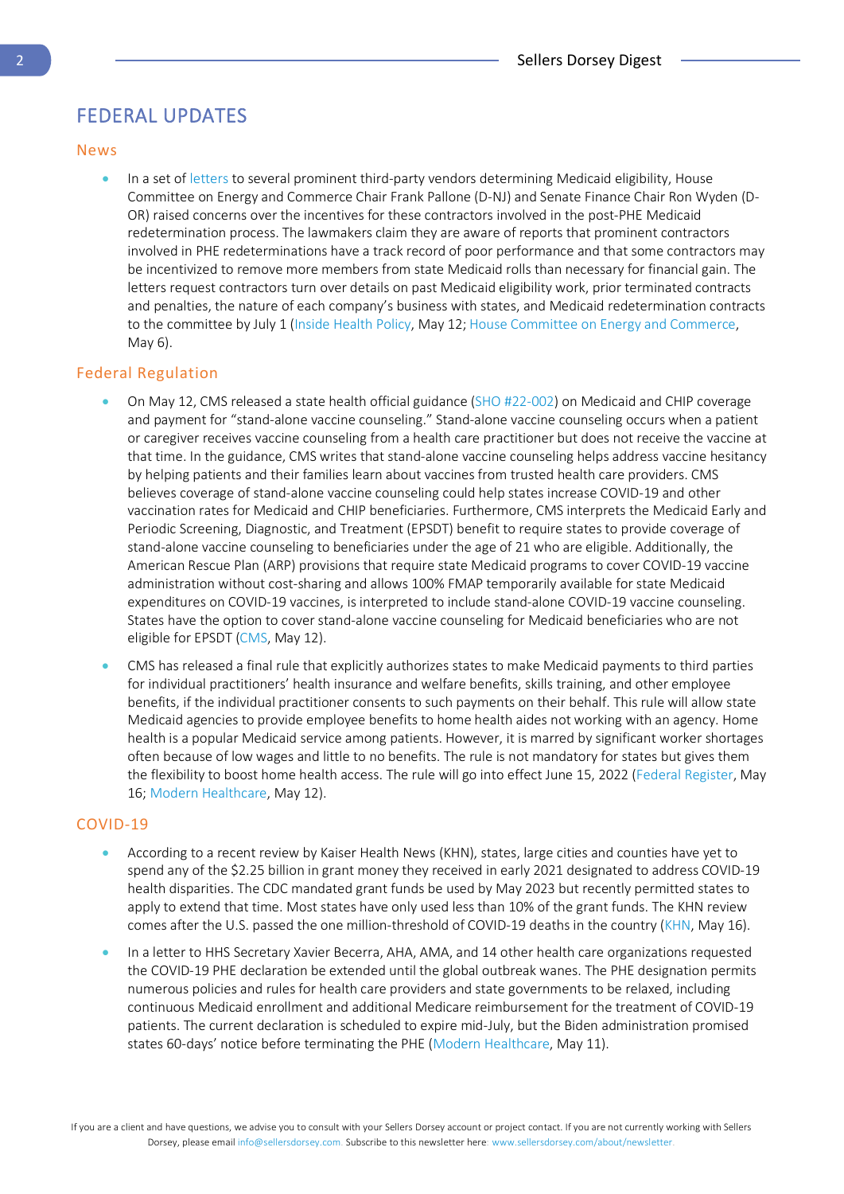# FEDERAL UPDATES

## News

- In a set of letters to several prominent third-party vendors determining Medicaid eligibility, House Committee on Energy and Commerce Chair Frank Pallone (D-NJ) and Senate Finance Chair Ron Wyden (D-OR) raised concerns over the incentives for these contractors involved in the post-PHE Medicaid redetermination process. The lawmakers claim they are aware of reports that prominent contractors involved in PHE redeterminations have a track record of poor performance and that some contractors may be incentivized to remove more members from state Medicaid rolls than necessary for financial gain. The letters request contractors turn over details on past Medicaid eligibility work, prior terminated contracts and penalties, the nature of each company's business with states, and Medicaid redetermination contracts to the committee by July 1 (Inside Health Policy, May 12; House Committee on Energy and Commerce, May 6).

## Federal Regulation

- On May 12, CMS released a state health official guidance (SHO #22-002) on Medicaid and CHIP coverage and payment for "stand-alone vaccine counseling." Stand-alone vaccine counseling occurs when a patient or caregiver receives vaccine counseling from a health care practitioner but does not receive the vaccine at that time. In the guidance, CMS writes that stand-alone vaccine counseling helps address vaccine hesitancy by helping patients and their families learn about vaccines from trusted health care providers. CMS believes coverage of stand-alone vaccine counseling could help states increase COVID-19 and other vaccination rates for Medicaid and CHIP beneficiaries. Furthermore, CMS interprets the Medicaid Early and Periodic Screening, Diagnostic, and Treatment (EPSDT) benefit to require states to provide coverage of stand-alone vaccine counseling to beneficiaries under the age of 21 who are eligible. Additionally, the American Rescue Plan (ARP) provisions that require state Medicaid programs to cover COVID-19 vaccine administration without cost-sharing and allows 100% FMAP temporarily available for state Medicaid expenditures on COVID-19 vaccines, is interpreted to include stand-alone COVID-19 vaccine counseling. States have the option to cover stand-alone vaccine counseling for Medicaid beneficiaries who are not eligible for EPSDT (CMS, May 12).
- CMS has released a final rule that explicitly authorizes states to make Medicaid payments to third parties for individual practitioners' health insurance and welfare benefits, skills training, and other employee benefits, if the individual practitioner consents to such payments on their behalf. This rule will allow state Medicaid agencies to provide employee benefits to home health aides not working with an agency. Home health is a popular Medicaid service among patients. However, it is marred by significant worker shortages often because of low wages and little to no benefits. The rule is not mandatory for states but gives them the flexibility to boost home health access. The rule will go into effect June 15, 2022 (Federal Register, May 16; Modern Healthcare, May 12).

## COVID-19

- According to a recent review by Kaiser Health News (KHN), states, large cities and counties have yet to spend any of the $2.25 billion in grant money they received in early 2021 designated to address COVID-19 health disparities. The CDC mandated grant funds be used by May 2023 but recently permitted states to apply to extend that time. Most states have only used less than 10% of the grant funds. The KHN review comes after the U.S. passed the one million-threshold of COVID-19 deaths in the country (KHN, May 16).
- In a letter to HHS Secretary Xavier Becerra, AHA, AMA, and 14 other health care organizations requested the COVID-19 PHE declaration be extended until the global outbreak wanes. The PHE designation permits numerous policies and rules for health care providers and state governments to be relaxed, including continuous Medicaid enrollment and additional Medicare reimbursement for the treatment of COVID-19 patients. The current declaration is scheduled to expire mid-July, but the Biden administration promised states 60-days' notice before terminating the PHE (Modern Healthcare, May 11).

If you are a client and have questions, we advise you to consult with your Sellers Dorsey account or project contact. If you are not currently working with Sellers Dorsey, please email info@sellersdorsey.com. Subscribe to this newsletter here: www.sellersdorsey.com/about/newsletter.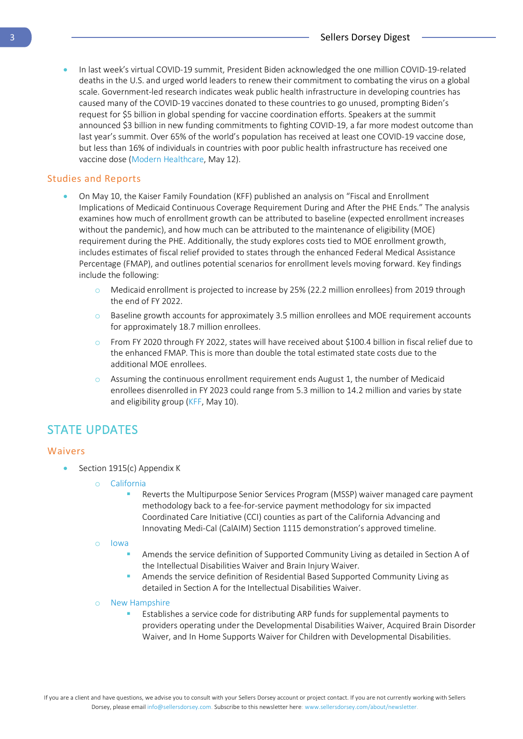- In last week's virtual COVID-19 summit, President Biden acknowledged the one million COVID-19-related deaths in the U.S. and urged world leaders to renew their commitment to combating the virus on a global scale. Government-led research indicates weak public health infrastructure in developing countries has caused many of the COVID-19 vaccines donated to these countries to go unused, prompting Biden's request for $5 billion in global spending for vaccine coordination efforts. Speakers at the summit announced $3 billion in new funding commitments to fighting COVID-19, a far more modest outcome than last year's summit. Over 65% of the world's population has received at least one COVID-19 vaccine dose, but less than 16% of individuals in countries with poor public health infrastructure has received one vaccine dose (Modern Healthcare, May 12).

### Studies and Reports

- On May 10, the Kaiser Family Foundation (KFF) published an analysis on "Fiscal and Enrollment Implications of Medicaid Continuous Coverage Requirement During and After the PHE Ends." The analysis examines how much of enrollment growth can be attributed to baseline (expected enrollment increases without the pandemic), and how much can be attributed to the maintenance of eligibility (MOE) requirement during the PHE. Additionally, the study explores costs tied to MOE enrollment growth, includes estimates of fiscal relief provided to states through the enhanced Federal Medical Assistance Percentage (FMAP), and outlines potential scenarios for enrollment levels moving forward. Key findings include the following:
    - Medicaid enrollment is projected to increase by 25% (22.2 million enrollees) from 2019 through the end of FY 2022.
    - Baseline growth accounts for approximately 3.5 million enrollees and MOE requirement accounts for approximately 18.7 million enrollees.
    - From FY 2020 through FY 2022, states will have received about $100.4 billion in fiscal relief due to the enhanced FMAP. This is more than double the total estimated state costs due to the additional MOE enrollees.
    - Assuming the continuous enrollment requirement ends August 1, the number of Medicaid enrollees disenrolled in FY 2023 could range from 5.3 million to 14.2 million and varies by state and eligibility group (KFF, May 10).

## STATE UPDATES

### Waivers

- Section 1915(c) Appendix K
    - California
        - Reverts the Multipurpose Senior Services Program (MSSP) waiver managed care payment methodology back to a fee-for-service payment methodology for six impacted Coordinated Care Initiative (CCI) counties as part of the California Advancing and Innovating Medi-Cal (CalAIM) Section 1115 demonstration's approved timeline.
    - Iowa
        - Amends the service definition of Supported Community Living as detailed in Section A of the Intellectual Disabilities Waiver and Brain Injury Waiver.
        - Amends the service definition of Residential Based Supported Community Living as detailed in Section A for the Intellectual Disabilities Waiver.
    - New Hampshire
        - Establishes a service code for distributing ARP funds for supplemental payments to providers operating under the Developmental Disabilities Waiver, Acquired Brain Disorder Waiver, and In Home Supports Waiver for Children with Developmental Disabilities.

If you are a client and have questions, we advise you to consult with your Sellers Dorsey account or project contact. If you are not currently working with Sellers Dorsey, please email info@sellersdorsey.com. Subscribe to this newsletter here: www.sellersdorsey.com/about/newsletter.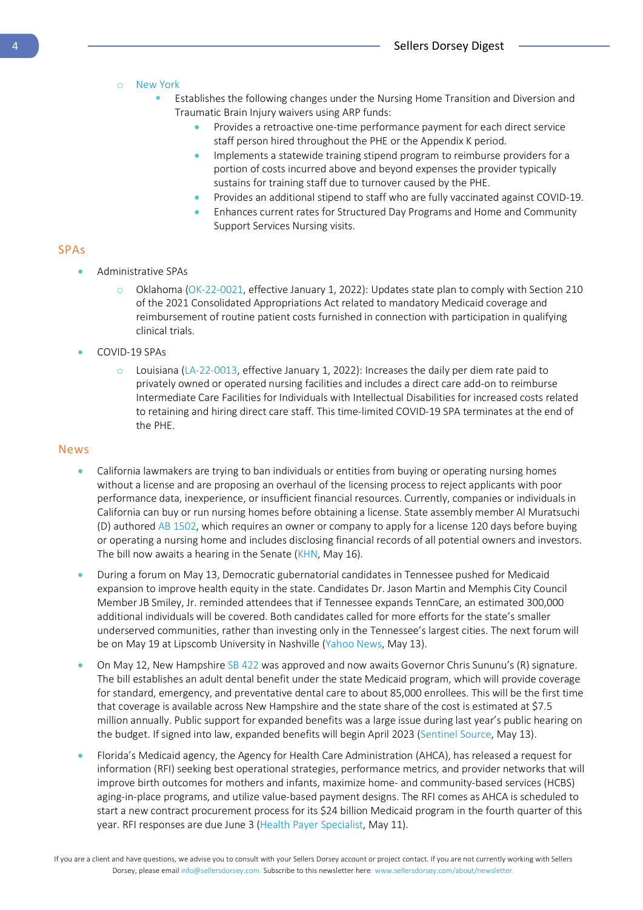- New York
    - Establishes the following changes under the Nursing Home Transition and Diversion and Traumatic Brain Injury waivers using ARP funds:
        - Provides a retroactive one-time performance payment for each direct service staff person hired throughout the PHE or the Appendix K period.
        - Implements a statewide training stipend program to reimburse providers for a portion of costs incurred above and beyond expenses the provider typically sustains for training staff due to turnover caused by the PHE.
        - Provides an additional stipend to staff who are fully vaccinated against COVID-19.
        - Enhances current rates for Structured Day Programs and Home and Community Support Services Nursing visits.

## SPAs

- Administrative SPAs
    - Oklahoma (OK-22-0021, effective January 1, 2022): Updates state plan to comply with Section 210 of the 2021 Consolidated Appropriations Act related to mandatory Medicaid coverage and reimbursement of routine patient costs furnished in connection with participation in qualifying clinical trials.
- COVID-19 SPAs
    - Louisiana (LA-22-0013, effective January 1, 2022): Increases the daily per diem rate paid to privately owned or operated nursing facilities and includes a direct care add-on to reimburse Intermediate Care Facilities for Individuals with Intellectual Disabilities for increased costs related to retaining and hiring direct care staff. This time-limited COVID-19 SPA terminates at the end of the PHE.

## News

- California lawmakers are trying to ban individuals or entities from buying or operating nursing homes without a license and are proposing an overhaul of the licensing process to reject applicants with poor performance data, inexperience, or insufficient financial resources. Currently, companies or individuals in California can buy or run nursing homes before obtaining a license. State assembly member Al Muratsuchi (D) authored AB 1502, which requires an owner or company to apply for a license 120 days before buying or operating a nursing home and includes disclosing financial records of all potential owners and investors. The bill now awaits a hearing in the Senate (KHN, May 16).
- During a forum on May 13, Democratic gubernatorial candidates in Tennessee pushed for Medicaid expansion to improve health equity in the state. Candidates Dr. Jason Martin and Memphis City Council Member JB Smiley, Jr. reminded attendees that if Tennessee expands TennCare, an estimated 300,000 additional individuals will be covered. Both candidates called for more efforts for the state's smaller underserved communities, rather than investing only in the Tennessee's largest cities. The next forum will be on May 19 at Lipscomb University in Nashville (Yahoo News, May 13).
- On May 12, New Hampshire SB 422 was approved and now awaits Governor Chris Sununu's (R) signature. The bill establishes an adult dental benefit under the state Medicaid program, which will provide coverage for standard, emergency, and preventative dental care to about 85,000 enrollees. This will be the first time that coverage is available across New Hampshire and the state share of the cost is estimated at $7.5 million annually. Public support for expanded benefits was a large issue during last year's public hearing on the budget. If signed into law, expanded benefits will begin April 2023 (Sentinel Source, May 13).
- Florida's Medicaid agency, the Agency for Health Care Administration (AHCA), has released a request for information (RFI) seeking best operational strategies, performance metrics, and provider networks that will improve birth outcomes for mothers and infants, maximize home- and community-based services (HCBS) aging-in-place programs, and utilize value-based payment designs. The RFI comes as AHCA is scheduled to start a new contract procurement process for its $24 billion Medicaid program in the fourth quarter of this year. RFI responses are due June 3 (Health Payer Specialist, May 11).

If you are a client and have questions, we advise you to consult with your Sellers Dorsey account or project contact. If you are not currently working with Sellers Dorsey, please email info@sellersdorsey.com. Subscribe to this newsletter here: www.sellersdorsey.com/about/newsletter.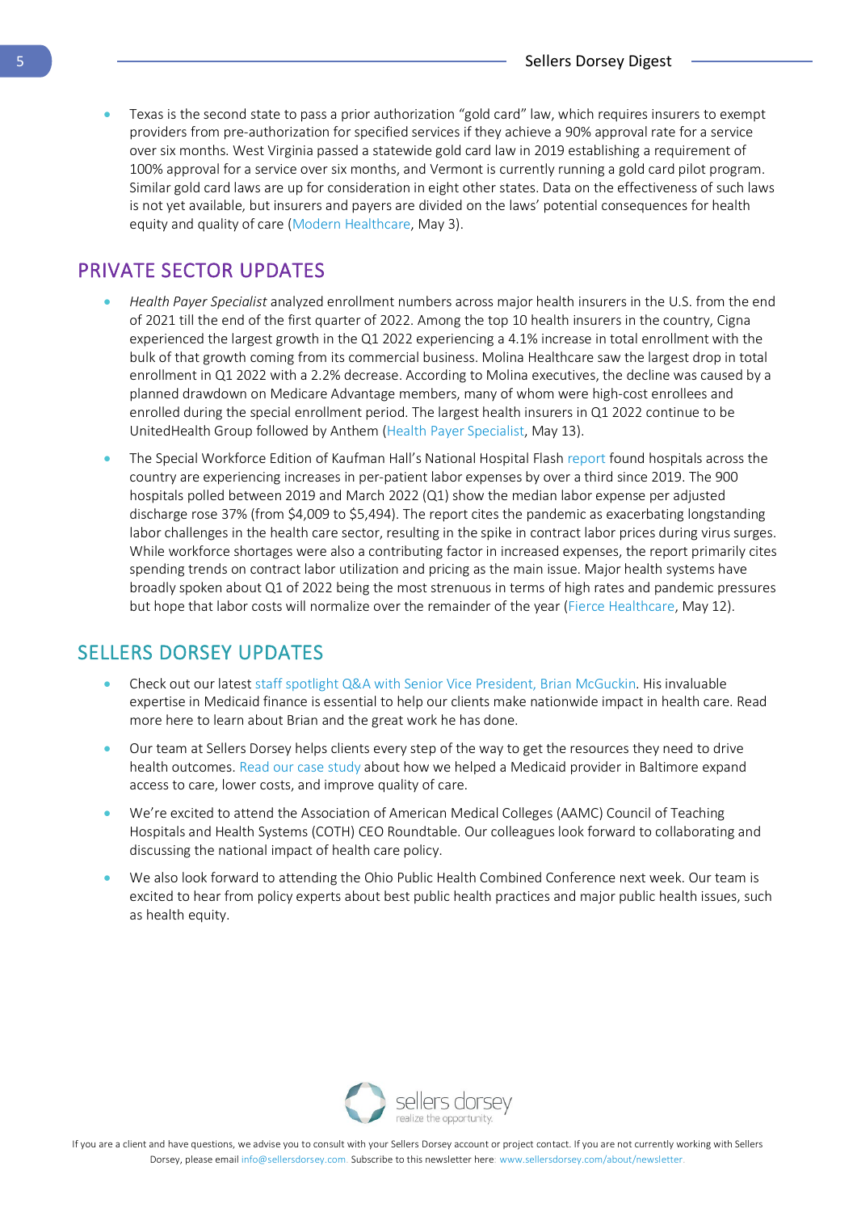- Texas is the second state to pass a prior authorization "gold card" law, which requires insurers to exempt providers from pre-authorization for specified services if they achieve a 90% approval rate for a service over six months. West Virginia passed a statewide gold card law in 2019 establishing a requirement of 100% approval for a service over six months, and Vermont is currently running a gold card pilot program. Similar gold card laws are up for consideration in eight other states. Data on the effectiveness of such laws is not yet available, but insurers and payers are divided on the laws' potential consequences for health equity and quality of care (Modern Healthcare, May 3).

## PRIVATE SECTOR UPDATES

- *Health Payer Specialist* analyzed enrollment numbers across major health insurers in the U.S. from the end of 2021 till the end of the first quarter of 2022. Among the top 10 health insurers in the country, Cigna experienced the largest growth in the Q1 2022 experiencing a 4.1% increase in total enrollment with the bulk of that growth coming from its commercial business. Molina Healthcare saw the largest drop in total enrollment in Q1 2022 with a 2.2% decrease. According to Molina executives, the decline was caused by a planned drawdown on Medicare Advantage members, many of whom were high-cost enrollees and enrolled during the special enrollment period. The largest health insurers in Q1 2022 continue to be UnitedHealth Group followed by Anthem (Health Payer Specialist, May 13).
- The Special Workforce Edition of Kaufman Hall's National Hospital Flash report found hospitals across the country are experiencing increases in per-patient labor expenses by over a third since 2019. The 900 hospitals polled between 2019 and March 2022 (Q1) show the median labor expense per adjusted discharge rose 37% (from $4,009 to $5,494). The report cites the pandemic as exacerbating longstanding labor challenges in the health care sector, resulting in the spike in contract labor prices during virus surges. While workforce shortages were also a contributing factor in increased expenses, the report primarily cites spending trends on contract labor utilization and pricing as the main issue. Major health systems have broadly spoken about Q1 of 2022 being the most strenuous in terms of high rates and pandemic pressures but hope that labor costs will normalize over the remainder of the year (Fierce Healthcare, May 12).

## SELLERS DORSEY UPDATES

- Check out our latest staff spotlight Q&A with Senior Vice President, Brian McGuckin. His invaluable expertise in Medicaid finance is essential to help our clients make nationwide impact in health care. Read more here to learn about Brian and the great work he has done.
- Our team at Sellers Dorsey helps clients every step of the way to get the resources they need to drive health outcomes. Read our case study about how we helped a Medicaid provider in Baltimore expand access to care, lower costs, and improve quality of care.
- We're excited to attend the Association of American Medical Colleges (AAMC) Council of Teaching Hospitals and Health Systems (COTH) CEO Roundtable. Our colleagues look forward to collaborating and discussing the national impact of health care policy.
- We also look forward to attending the Ohio Public Health Combined Conference next week. Our team is excited to hear from policy experts about best public health practices and major public health issues, such as health equity.

sellers dorsey
realize the opportunity.

If you are a client and have questions, we advise you to consult with your Sellers Dorsey account or project contact. If you are not currently working with Sellers Dorsey, please email info@sellersdorsey.com. Subscribe to this newsletter here: www.sellersdorsey.com/about/newsletter.